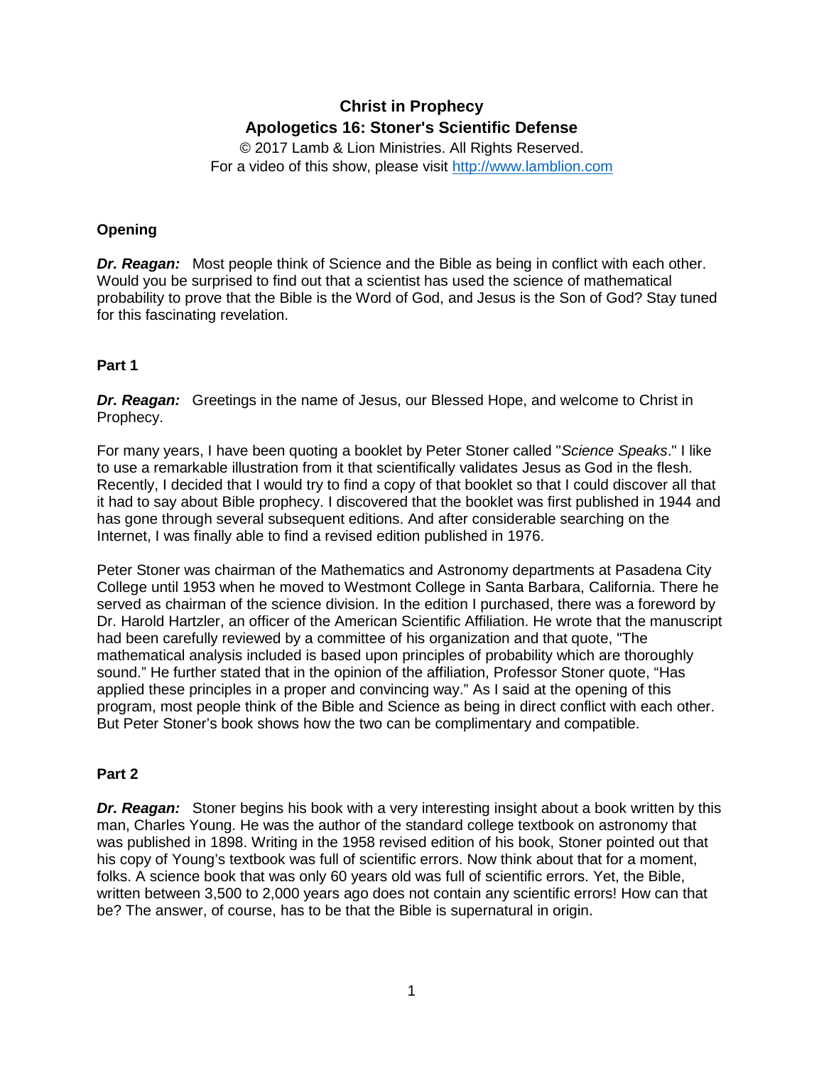# Christ in Prophecy

## Apologetics 16: Stoner's Scientific Defense

© 2017 Lamb & Lion Ministries. All Rights Reserved.
For a video of this show, please visit http://www.lamblion.com

### Opening

***Dr. Reagan:*** Most people think of Science and the Bible as being in conflict with each other. Would you be surprised to find out that a scientist has used the science of mathematical probability to prove that the Bible is the Word of God, and Jesus is the Son of God? Stay tuned for this fascinating revelation.

### Part 1

***Dr. Reagan:*** Greetings in the name of Jesus, our Blessed Hope, and welcome to Christ in Prophecy.

For many years, I have been quoting a booklet by Peter Stoner called "*Science Speaks*." I like to use a remarkable illustration from it that scientifically validates Jesus as God in the flesh. Recently, I decided that I would try to find a copy of that booklet so that I could discover all that it had to say about Bible prophecy. I discovered that the booklet was first published in 1944 and has gone through several subsequent editions. And after considerable searching on the Internet, I was finally able to find a revised edition published in 1976.

Peter Stoner was chairman of the Mathematics and Astronomy departments at Pasadena City College until 1953 when he moved to Westmont College in Santa Barbara, California. There he served as chairman of the science division. In the edition I purchased, there was a foreword by Dr. Harold Hartzler, an officer of the American Scientific Affiliation. He wrote that the manuscript had been carefully reviewed by a committee of his organization and that quote, "The mathematical analysis included is based upon principles of probability which are thoroughly sound." He further stated that in the opinion of the affiliation, Professor Stoner quote, "Has applied these principles in a proper and convincing way." As I said at the opening of this program, most people think of the Bible and Science as being in direct conflict with each other. But Peter Stoner's book shows how the two can be complimentary and compatible.

### Part 2

***Dr. Reagan:*** Stoner begins his book with a very interesting insight about a book written by this man, Charles Young. He was the author of the standard college textbook on astronomy that was published in 1898. Writing in the 1958 revised edition of his book, Stoner pointed out that his copy of Young's textbook was full of scientific errors. Now think about that for a moment, folks. A science book that was only 60 years old was full of scientific errors. Yet, the Bible, written between 3,500 to 2,000 years ago does not contain any scientific errors! How can that be? The answer, of course, has to be that the Bible is supernatural in origin.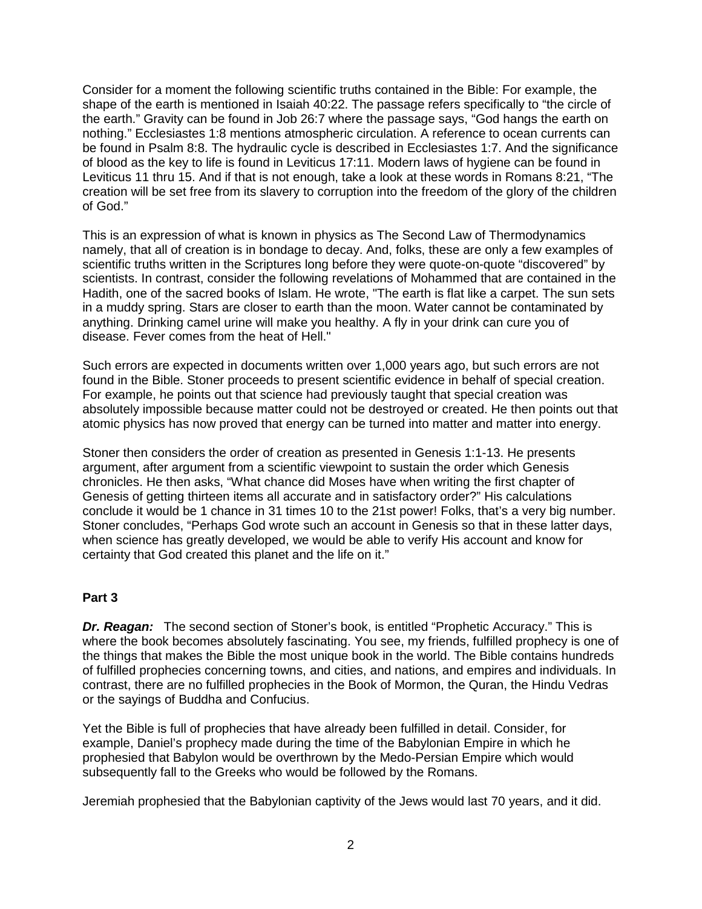Consider for a moment the following scientific truths contained in the Bible: For example, the shape of the earth is mentioned in Isaiah 40:22. The passage refers specifically to "the circle of the earth." Gravity can be found in Job 26:7 where the passage says, "God hangs the earth on nothing." Ecclesiastes 1:8 mentions atmospheric circulation. A reference to ocean currents can be found in Psalm 8:8. The hydraulic cycle is described in Ecclesiastes 1:7. And the significance of blood as the key to life is found in Leviticus 17:11. Modern laws of hygiene can be found in Leviticus 11 thru 15. And if that is not enough, take a look at these words in Romans 8:21, "The creation will be set free from its slavery to corruption into the freedom of the glory of the children of God."

This is an expression of what is known in physics as The Second Law of Thermodynamics namely, that all of creation is in bondage to decay. And, folks, these are only a few examples of scientific truths written in the Scriptures long before they were quote-on-quote "discovered" by scientists. In contrast, consider the following revelations of Mohammed that are contained in the Hadith, one of the sacred books of Islam. He wrote, "The earth is flat like a carpet. The sun sets in a muddy spring. Stars are closer to earth than the moon. Water cannot be contaminated by anything. Drinking camel urine will make you healthy. A fly in your drink can cure you of disease. Fever comes from the heat of Hell."

Such errors are expected in documents written over 1,000 years ago, but such errors are not found in the Bible. Stoner proceeds to present scientific evidence in behalf of special creation. For example, he points out that science had previously taught that special creation was absolutely impossible because matter could not be destroyed or created. He then points out that atomic physics has now proved that energy can be turned into matter and matter into energy.

Stoner then considers the order of creation as presented in Genesis 1:1-13. He presents argument, after argument from a scientific viewpoint to sustain the order which Genesis chronicles. He then asks, "What chance did Moses have when writing the first chapter of Genesis of getting thirteen items all accurate and in satisfactory order?" His calculations conclude it would be 1 chance in 31 times 10 to the 21st power! Folks, that's a very big number. Stoner concludes, "Perhaps God wrote such an account in Genesis so that in these latter days, when science has greatly developed, we would be able to verify His account and know for certainty that God created this planet and the life on it."

**Part 3**

***Dr. Reagan:*** The second section of Stoner's book, is entitled "Prophetic Accuracy." This is where the book becomes absolutely fascinating. You see, my friends, fulfilled prophecy is one of the things that makes the Bible the most unique book in the world. The Bible contains hundreds of fulfilled prophecies concerning towns, and cities, and nations, and empires and individuals. In contrast, there are no fulfilled prophecies in the Book of Mormon, the Quran, the Hindu Vedras or the sayings of Buddha and Confucius.

Yet the Bible is full of prophecies that have already been fulfilled in detail. Consider, for example, Daniel's prophecy made during the time of the Babylonian Empire in which he prophesied that Babylon would be overthrown by the Medo-Persian Empire which would subsequently fall to the Greeks who would be followed by the Romans.

Jeremiah prophesied that the Babylonian captivity of the Jews would last 70 years, and it did.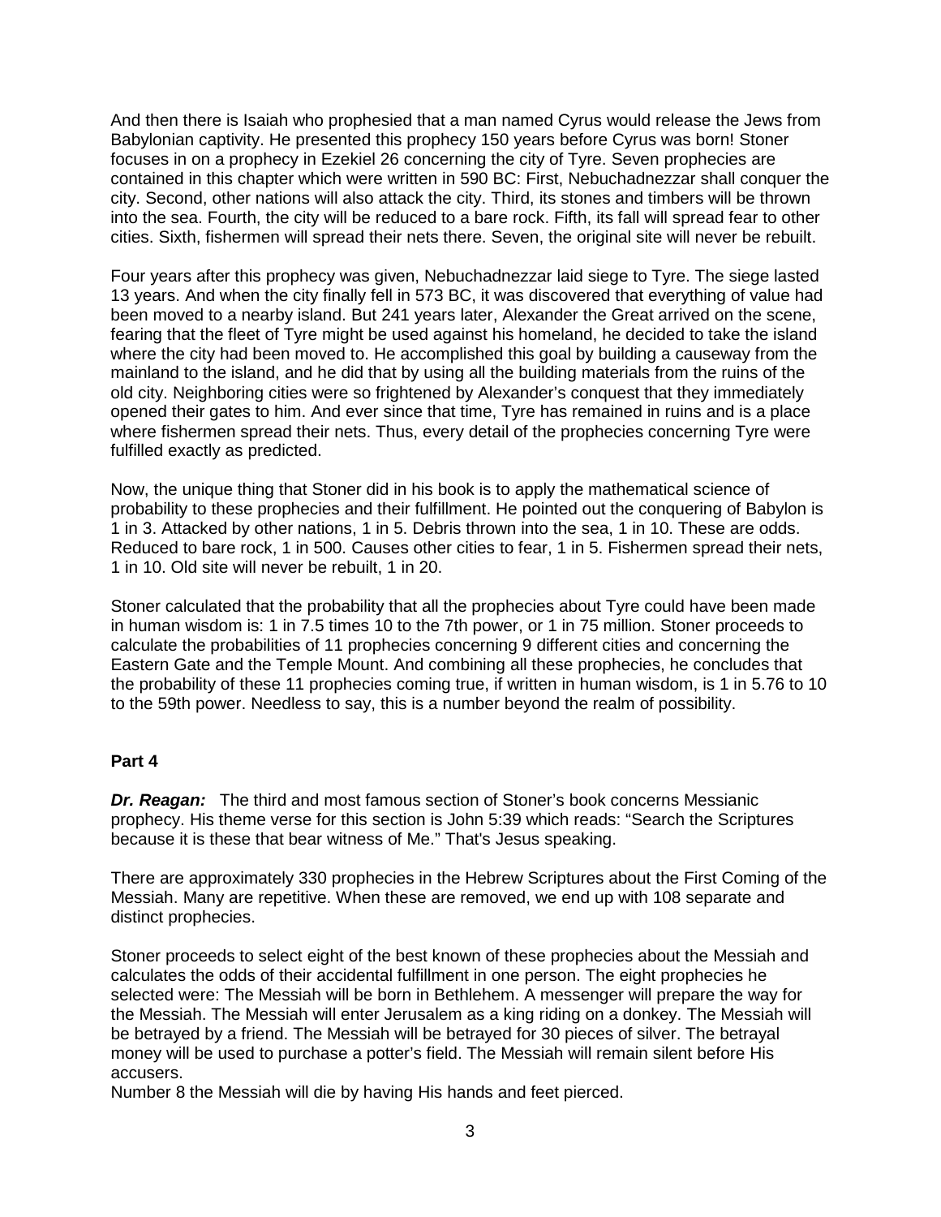And then there is Isaiah who prophesied that a man named Cyrus would release the Jews from Babylonian captivity. He presented this prophecy 150 years before Cyrus was born! Stoner focuses in on a prophecy in Ezekiel 26 concerning the city of Tyre. Seven prophecies are contained in this chapter which were written in 590 BC: First, Nebuchadnezzar shall conquer the city. Second, other nations will also attack the city. Third, its stones and timbers will be thrown into the sea. Fourth, the city will be reduced to a bare rock. Fifth, its fall will spread fear to other cities. Sixth, fishermen will spread their nets there. Seven, the original site will never be rebuilt.

Four years after this prophecy was given, Nebuchadnezzar laid siege to Tyre. The siege lasted 13 years. And when the city finally fell in 573 BC, it was discovered that everything of value had been moved to a nearby island. But 241 years later, Alexander the Great arrived on the scene, fearing that the fleet of Tyre might be used against his homeland, he decided to take the island where the city had been moved to. He accomplished this goal by building a causeway from the mainland to the island, and he did that by using all the building materials from the ruins of the old city. Neighboring cities were so frightened by Alexander's conquest that they immediately opened their gates to him. And ever since that time, Tyre has remained in ruins and is a place where fishermen spread their nets. Thus, every detail of the prophecies concerning Tyre were fulfilled exactly as predicted.

Now, the unique thing that Stoner did in his book is to apply the mathematical science of probability to these prophecies and their fulfillment. He pointed out the conquering of Babylon is 1 in 3. Attacked by other nations, 1 in 5. Debris thrown into the sea, 1 in 10. These are odds. Reduced to bare rock, 1 in 500. Causes other cities to fear, 1 in 5. Fishermen spread their nets, 1 in 10. Old site will never be rebuilt, 1 in 20.

Stoner calculated that the probability that all the prophecies about Tyre could have been made in human wisdom is: 1 in 7.5 times 10 to the 7th power, or 1 in 75 million. Stoner proceeds to calculate the probabilities of 11 prophecies concerning 9 different cities and concerning the Eastern Gate and the Temple Mount. And combining all these prophecies, he concludes that the probability of these 11 prophecies coming true, if written in human wisdom, is 1 in 5.76 to 10 to the 59th power. Needless to say, this is a number beyond the realm of possibility.

**Part 4**

***Dr. Reagan:*** The third and most famous section of Stoner's book concerns Messianic prophecy. His theme verse for this section is John 5:39 which reads: "Search the Scriptures because it is these that bear witness of Me." That's Jesus speaking.

There are approximately 330 prophecies in the Hebrew Scriptures about the First Coming of the Messiah. Many are repetitive. When these are removed, we end up with 108 separate and distinct prophecies.

Stoner proceeds to select eight of the best known of these prophecies about the Messiah and calculates the odds of their accidental fulfillment in one person. The eight prophecies he selected were: The Messiah will be born in Bethlehem. A messenger will prepare the way for the Messiah. The Messiah will enter Jerusalem as a king riding on a donkey. The Messiah will be betrayed by a friend. The Messiah will be betrayed for 30 pieces of silver. The betrayal money will be used to purchase a potter's field. The Messiah will remain silent before His accusers.
Number 8 the Messiah will die by having His hands and feet pierced.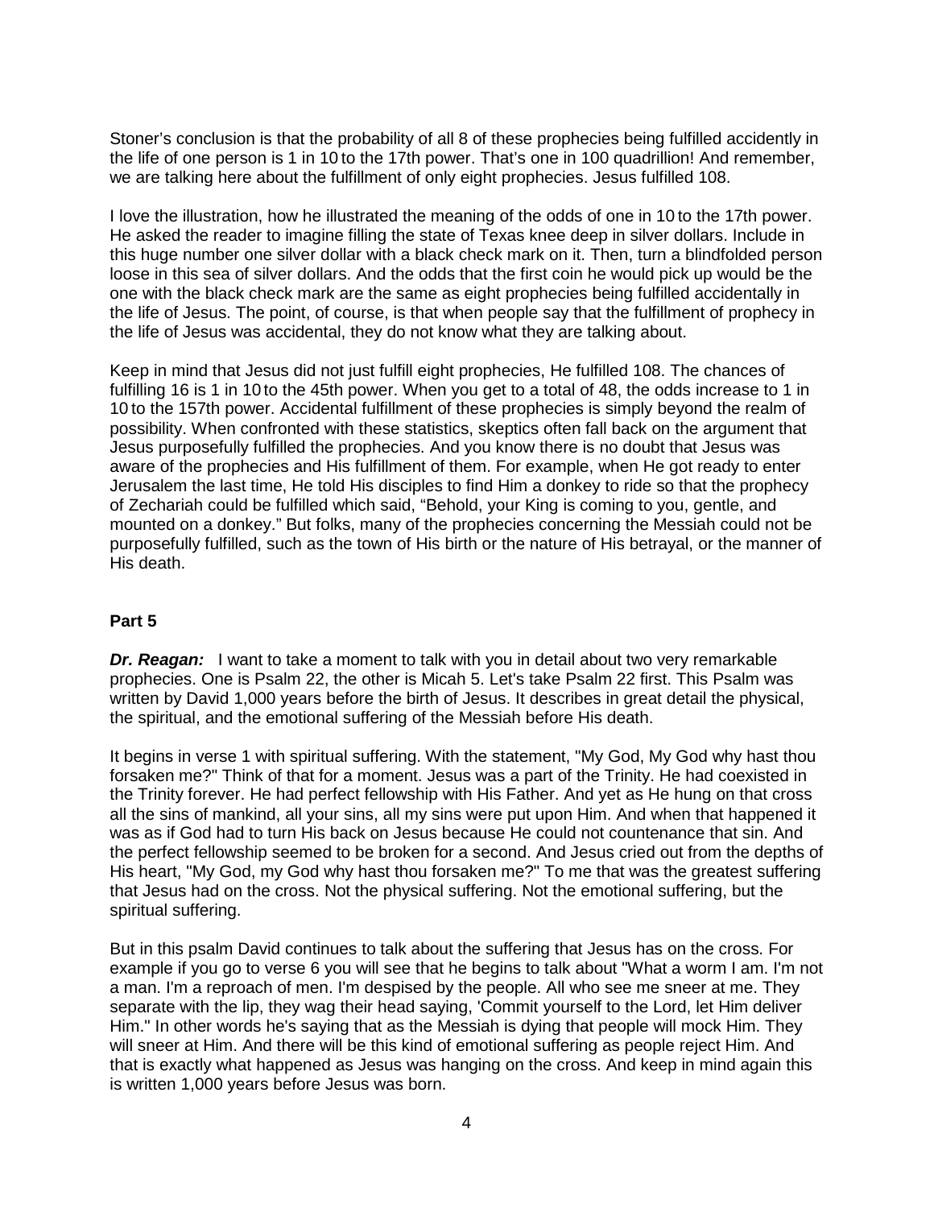Stoner's conclusion is that the probability of all 8 of these prophecies being fulfilled accidently in the life of one person is 1 in 10 to the 17th power. That's one in 100 quadrillion! And remember, we are talking here about the fulfillment of only eight prophecies. Jesus fulfilled 108.

I love the illustration, how he illustrated the meaning of the odds of one in 10 to the 17th power. He asked the reader to imagine filling the state of Texas knee deep in silver dollars. Include in this huge number one silver dollar with a black check mark on it. Then, turn a blindfolded person loose in this sea of silver dollars. And the odds that the first coin he would pick up would be the one with the black check mark are the same as eight prophecies being fulfilled accidentally in the life of Jesus. The point, of course, is that when people say that the fulfillment of prophecy in the life of Jesus was accidental, they do not know what they are talking about.

Keep in mind that Jesus did not just fulfill eight prophecies, He fulfilled 108. The chances of fulfilling 16 is 1 in 10 to the 45th power. When you get to a total of 48, the odds increase to 1 in 10 to the 157th power. Accidental fulfillment of these prophecies is simply beyond the realm of possibility. When confronted with these statistics, skeptics often fall back on the argument that Jesus purposefully fulfilled the prophecies. And you know there is no doubt that Jesus was aware of the prophecies and His fulfillment of them. For example, when He got ready to enter Jerusalem the last time, He told His disciples to find Him a donkey to ride so that the prophecy of Zechariah could be fulfilled which said, "Behold, your King is coming to you, gentle, and mounted on a donkey." But folks, many of the prophecies concerning the Messiah could not be purposefully fulfilled, such as the town of His birth or the nature of His betrayal, or the manner of His death.

## Part 5

***Dr. Reagan:*** I want to take a moment to talk with you in detail about two very remarkable prophecies. One is Psalm 22, the other is Micah 5. Let's take Psalm 22 first. This Psalm was written by David 1,000 years before the birth of Jesus. It describes in great detail the physical, the spiritual, and the emotional suffering of the Messiah before His death.

It begins in verse 1 with spiritual suffering. With the statement, "My God, My God why hast thou forsaken me?" Think of that for a moment. Jesus was a part of the Trinity. He had coexisted in the Trinity forever. He had perfect fellowship with His Father. And yet as He hung on that cross all the sins of mankind, all your sins, all my sins were put upon Him. And when that happened it was as if God had to turn His back on Jesus because He could not countenance that sin. And the perfect fellowship seemed to be broken for a second. And Jesus cried out from the depths of His heart, "My God, my God why hast thou forsaken me?" To me that was the greatest suffering that Jesus had on the cross. Not the physical suffering. Not the emotional suffering, but the spiritual suffering.

But in this psalm David continues to talk about the suffering that Jesus has on the cross. For example if you go to verse 6 you will see that he begins to talk about "What a worm I am. I'm not a man. I'm a reproach of men. I'm despised by the people. All who see me sneer at me. They separate with the lip, they wag their head saying, 'Commit yourself to the Lord, let Him deliver Him." In other words he's saying that as the Messiah is dying that people will mock Him. They will sneer at Him. And there will be this kind of emotional suffering as people reject Him. And that is exactly what happened as Jesus was hanging on the cross. And keep in mind again this is written 1,000 years before Jesus was born.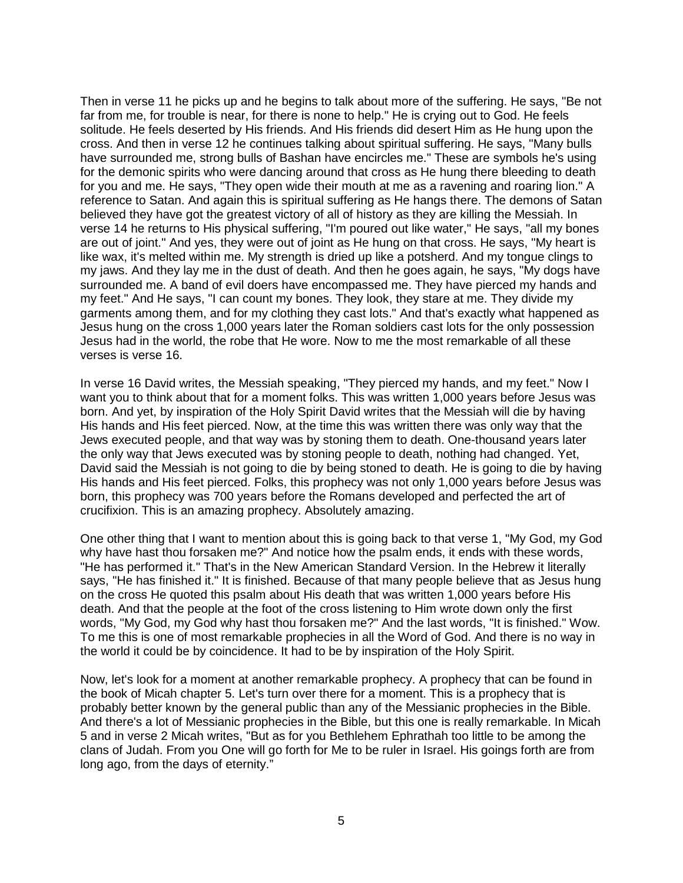Then in verse 11 he picks up and he begins to talk about more of the suffering. He says, "Be not far from me, for trouble is near, for there is none to help." He is crying out to God. He feels solitude. He feels deserted by His friends. And His friends did desert Him as He hung upon the cross. And then in verse 12 he continues talking about spiritual suffering. He says, "Many bulls have surrounded me, strong bulls of Bashan have encircles me." These are symbols he's using for the demonic spirits who were dancing around that cross as He hung there bleeding to death for you and me. He says, "They open wide their mouth at me as a ravening and roaring lion." A reference to Satan. And again this is spiritual suffering as He hangs there. The demons of Satan believed they have got the greatest victory of all of history as they are killing the Messiah. In verse 14 he returns to His physical suffering, "I'm poured out like water," He says, "all my bones are out of joint." And yes, they were out of joint as He hung on that cross. He says, "My heart is like wax, it's melted within me. My strength is dried up like a potsherd. And my tongue clings to my jaws. And they lay me in the dust of death. And then he goes again, he says, "My dogs have surrounded me. A band of evil doers have encompassed me. They have pierced my hands and my feet." And He says, "I can count my bones. They look, they stare at me. They divide my garments among them, and for my clothing they cast lots." And that's exactly what happened as Jesus hung on the cross 1,000 years later the Roman soldiers cast lots for the only possession Jesus had in the world, the robe that He wore. Now to me the most remarkable of all these verses is verse 16.

In verse 16 David writes, the Messiah speaking, "They pierced my hands, and my feet." Now I want you to think about that for a moment folks. This was written 1,000 years before Jesus was born. And yet, by inspiration of the Holy Spirit David writes that the Messiah will die by having His hands and His feet pierced. Now, at the time this was written there was only way that the Jews executed people, and that way was by stoning them to death. One-thousand years later the only way that Jews executed was by stoning people to death, nothing had changed. Yet, David said the Messiah is not going to die by being stoned to death. He is going to die by having His hands and His feet pierced. Folks, this prophecy was not only 1,000 years before Jesus was born, this prophecy was 700 years before the Romans developed and perfected the art of crucifixion. This is an amazing prophecy. Absolutely amazing.

One other thing that I want to mention about this is going back to that verse 1, "My God, my God why have hast thou forsaken me?" And notice how the psalm ends, it ends with these words, "He has performed it." That's in the New American Standard Version. In the Hebrew it literally says, "He has finished it." It is finished. Because of that many people believe that as Jesus hung on the cross He quoted this psalm about His death that was written 1,000 years before His death. And that the people at the foot of the cross listening to Him wrote down only the first words, "My God, my God why hast thou forsaken me?" And the last words, "It is finished." Wow. To me this is one of most remarkable prophecies in all the Word of God. And there is no way in the world it could be by coincidence. It had to be by inspiration of the Holy Spirit.

Now, let's look for a moment at another remarkable prophecy. A prophecy that can be found in the book of Micah chapter 5. Let's turn over there for a moment. This is a prophecy that is probably better known by the general public than any of the Messianic prophecies in the Bible. And there's a lot of Messianic prophecies in the Bible, but this one is really remarkable. In Micah 5 and in verse 2 Micah writes, "But as for you Bethlehem Ephrathah too little to be among the clans of Judah. From you One will go forth for Me to be ruler in Israel. His goings forth are from long ago, from the days of eternity."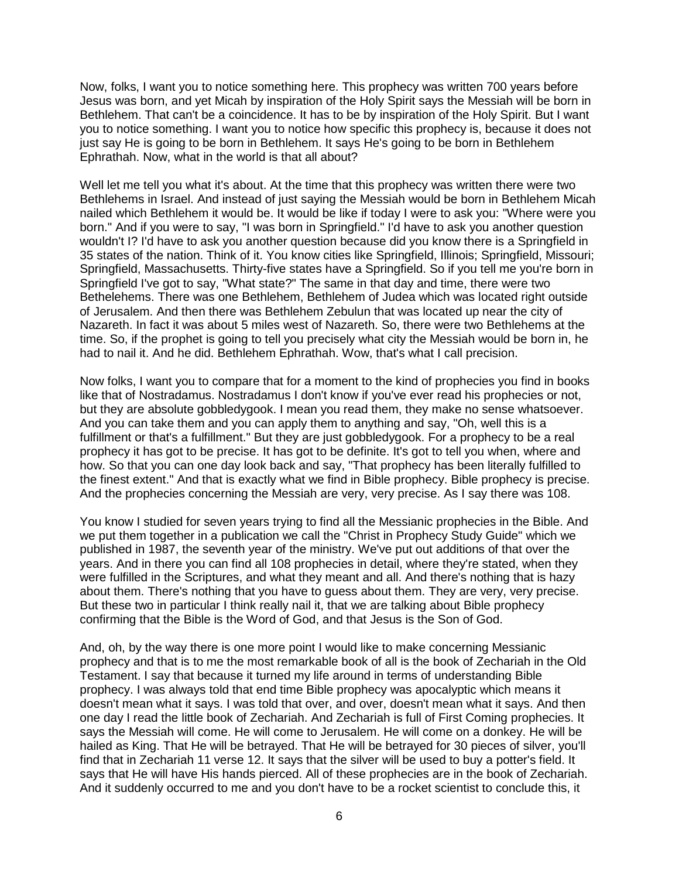Now, folks, I want you to notice something here. This prophecy was written 700 years before Jesus was born, and yet Micah by inspiration of the Holy Spirit says the Messiah will be born in Bethlehem. That can't be a coincidence. It has to be by inspiration of the Holy Spirit. But I want you to notice something. I want you to notice how specific this prophecy is, because it does not just say He is going to be born in Bethlehem. It says He's going to be born in Bethlehem Ephrathah. Now, what in the world is that all about?

Well let me tell you what it's about. At the time that this prophecy was written there were two Bethlehems in Israel. And instead of just saying the Messiah would be born in Bethlehem Micah nailed which Bethlehem it would be. It would be like if today I were to ask you: "Where were you born." And if you were to say, "I was born in Springfield." I'd have to ask you another question wouldn't I? I'd have to ask you another question because did you know there is a Springfield in 35 states of the nation. Think of it. You know cities like Springfield, Illinois; Springfield, Missouri; Springfield, Massachusetts. Thirty-five states have a Springfield. So if you tell me you're born in Springfield I've got to say, "What state?" The same in that day and time, there were two Bethelehems. There was one Bethlehem, Bethlehem of Judea which was located right outside of Jerusalem. And then there was Bethlehem Zebulun that was located up near the city of Nazareth. In fact it was about 5 miles west of Nazareth. So, there were two Bethlehems at the time. So, if the prophet is going to tell you precisely what city the Messiah would be born in, he had to nail it. And he did. Bethlehem Ephrathah. Wow, that's what I call precision.

Now folks, I want you to compare that for a moment to the kind of prophecies you find in books like that of Nostradamus. Nostradamus I don't know if you've ever read his prophecies or not, but they are absolute gobbledygook. I mean you read them, they make no sense whatsoever. And you can take them and you can apply them to anything and say, "Oh, well this is a fulfillment or that's a fulfillment." But they are just gobbledygook. For a prophecy to be a real prophecy it has got to be precise. It has got to be definite. It's got to tell you when, where and how. So that you can one day look back and say, "That prophecy has been literally fulfilled to the finest extent." And that is exactly what we find in Bible prophecy. Bible prophecy is precise. And the prophecies concerning the Messiah are very, very precise. As I say there was 108.

You know I studied for seven years trying to find all the Messianic prophecies in the Bible. And we put them together in a publication we call the "Christ in Prophecy Study Guide" which we published in 1987, the seventh year of the ministry. We've put out additions of that over the years. And in there you can find all 108 prophecies in detail, where they're stated, when they were fulfilled in the Scriptures, and what they meant and all. And there's nothing that is hazy about them. There's nothing that you have to guess about them. They are very, very precise. But these two in particular I think really nail it, that we are talking about Bible prophecy confirming that the Bible is the Word of God, and that Jesus is the Son of God.

And, oh, by the way there is one more point I would like to make concerning Messianic prophecy and that is to me the most remarkable book of all is the book of Zechariah in the Old Testament. I say that because it turned my life around in terms of understanding Bible prophecy. I was always told that end time Bible prophecy was apocalyptic which means it doesn't mean what it says. I was told that over, and over, doesn't mean what it says. And then one day I read the little book of Zechariah. And Zechariah is full of First Coming prophecies. It says the Messiah will come. He will come to Jerusalem. He will come on a donkey. He will be hailed as King. That He will be betrayed. That He will be betrayed for 30 pieces of silver, you'll find that in Zechariah 11 verse 12. It says that the silver will be used to buy a potter's field. It says that He will have His hands pierced. All of these prophecies are in the book of Zechariah. And it suddenly occurred to me and you don't have to be a rocket scientist to conclude this, it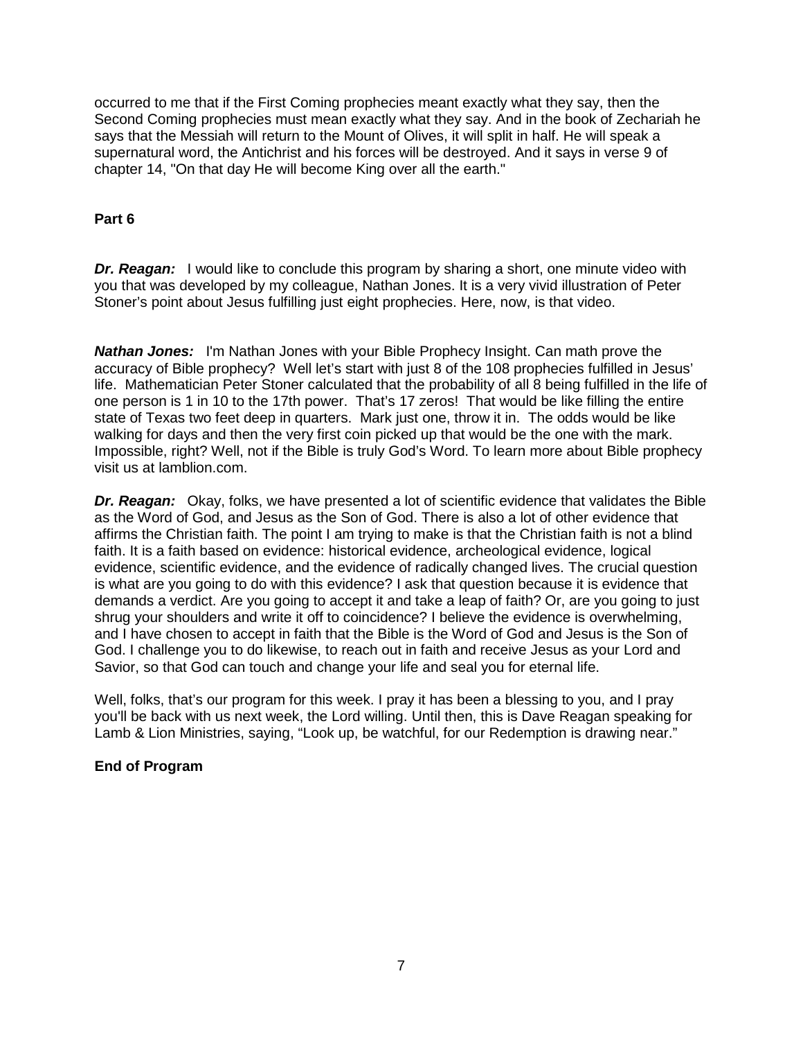occurred to me that if the First Coming prophecies meant exactly what they say, then the Second Coming prophecies must mean exactly what they say. And in the book of Zechariah he says that the Messiah will return to the Mount of Olives, it will split in half. He will speak a supernatural word, the Antichrist and his forces will be destroyed. And it says in verse 9 of chapter 14, "On that day He will become King over all the earth."

**Part 6**

***Dr. Reagan:*** I would like to conclude this program by sharing a short, one minute video with you that was developed by my colleague, Nathan Jones. It is a very vivid illustration of Peter Stoner's point about Jesus fulfilling just eight prophecies. Here, now, is that video.

***Nathan Jones:*** I'm Nathan Jones with your Bible Prophecy Insight. Can math prove the accuracy of Bible prophecy? Well let's start with just 8 of the 108 prophecies fulfilled in Jesus' life. Mathematician Peter Stoner calculated that the probability of all 8 being fulfilled in the life of one person is 1 in 10 to the 17th power. That's 17 zeros! That would be like filling the entire state of Texas two feet deep in quarters. Mark just one, throw it in. The odds would be like walking for days and then the very first coin picked up that would be the one with the mark. Impossible, right? Well, not if the Bible is truly God's Word. To learn more about Bible prophecy visit us at lamblion.com.

***Dr. Reagan:*** Okay, folks, we have presented a lot of scientific evidence that validates the Bible as the Word of God, and Jesus as the Son of God. There is also a lot of other evidence that affirms the Christian faith. The point I am trying to make is that the Christian faith is not a blind faith. It is a faith based on evidence: historical evidence, archeological evidence, logical evidence, scientific evidence, and the evidence of radically changed lives. The crucial question is what are you going to do with this evidence? I ask that question because it is evidence that demands a verdict. Are you going to accept it and take a leap of faith? Or, are you going to just shrug your shoulders and write it off to coincidence? I believe the evidence is overwhelming, and I have chosen to accept in faith that the Bible is the Word of God and Jesus is the Son of God. I challenge you to do likewise, to reach out in faith and receive Jesus as your Lord and Savior, so that God can touch and change your life and seal you for eternal life.

Well, folks, that's our program for this week. I pray it has been a blessing to you, and I pray you'll be back with us next week, the Lord willing. Until then, this is Dave Reagan speaking for Lamb & Lion Ministries, saying, "Look up, be watchful, for our Redemption is drawing near."

**End of Program**